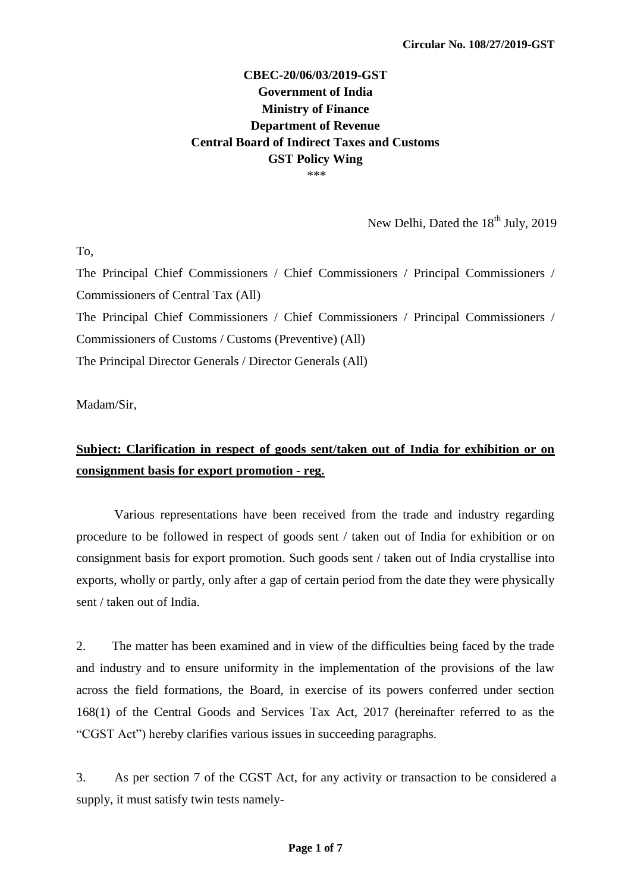**Circular No. 108/27/2019-GST**

**CBEC-20/06/03/2019-GST**
**Government of India**
**Ministry of Finance**
**Department of Revenue**
**Central Board of Indirect Taxes and Customs**
**GST Policy Wing**

\*\*\*

New Delhi, Dated the 18th July, 2019

To,

The Principal Chief Commissioners / Chief Commissioners / Principal Commissioners / Commissioners of Central Tax (All)

The Principal Chief Commissioners / Chief Commissioners / Principal Commissioners / Commissioners of Customs / Customs (Preventive) (All)

The Principal Director Generals / Director Generals (All)

Madam/Sir,

**Subject: Clarification in respect of goods sent/taken out of India for exhibition or on consignment basis for export promotion - reg.**

Various representations have been received from the trade and industry regarding procedure to be followed in respect of goods sent / taken out of India for exhibition or on consignment basis for export promotion. Such goods sent / taken out of India crystallise into exports, wholly or partly, only after a gap of certain period from the date they were physically sent / taken out of India.

2. The matter has been examined and in view of the difficulties being faced by the trade and industry and to ensure uniformity in the implementation of the provisions of the law across the field formations, the Board, in exercise of its powers conferred under section 168(1) of the Central Goods and Services Tax Act, 2017 (hereinafter referred to as the "CGST Act") hereby clarifies various issues in succeeding paragraphs.

3. As per section 7 of the CGST Act, for any activity or transaction to be considered a supply, it must satisfy twin tests namely-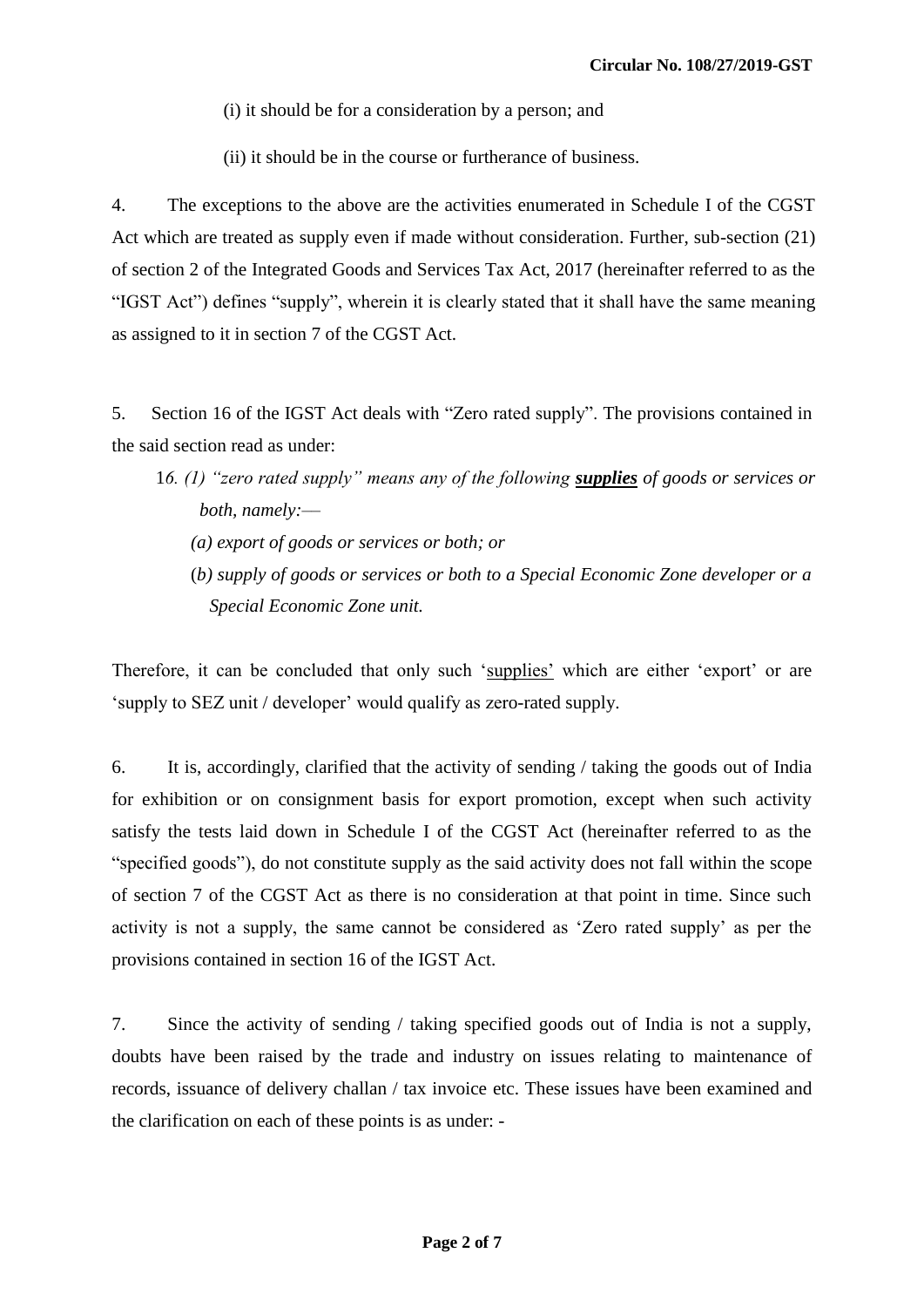(i) it should be for a consideration by a person; and

(ii) it should be in the course or furtherance of business.

4. The exceptions to the above are the activities enumerated in Schedule I of the CGST Act which are treated as supply even if made without consideration. Further, sub-section (21) of section 2 of the Integrated Goods and Services Tax Act, 2017 (hereinafter referred to as the "IGST Act") defines "supply", wherein it is clearly stated that it shall have the same meaning as assigned to it in section 7 of the CGST Act.

5. Section 16 of the IGST Act deals with "Zero rated supply". The provisions contained in the said section read as under:

> *16. (1) "zero rated supply" means any of the following* ***<u>supplies</u>*** *of goods or services or both, namely:—*
>
> *(a) export of goods or services or both; or*
>
> *(b) supply of goods or services or both to a Special Economic Zone developer or a Special Economic Zone unit.*

Therefore, it can be concluded that only such '<u>supplies</u>' which are either 'export' or are 'supply to SEZ unit / developer' would qualify as zero-rated supply.

6. It is, accordingly, clarified that the activity of sending / taking the goods out of India for exhibition or on consignment basis for export promotion, except when such activity satisfy the tests laid down in Schedule I of the CGST Act (hereinafter referred to as the "specified goods"), do not constitute supply as the said activity does not fall within the scope of section 7 of the CGST Act as there is no consideration at that point in time. Since such activity is not a supply, the same cannot be considered as 'Zero rated supply' as per the provisions contained in section 16 of the IGST Act.

7. Since the activity of sending / taking specified goods out of India is not a supply, doubts have been raised by the trade and industry on issues relating to maintenance of records, issuance of delivery challan / tax invoice etc. These issues have been examined and the clarification on each of these points is as under: -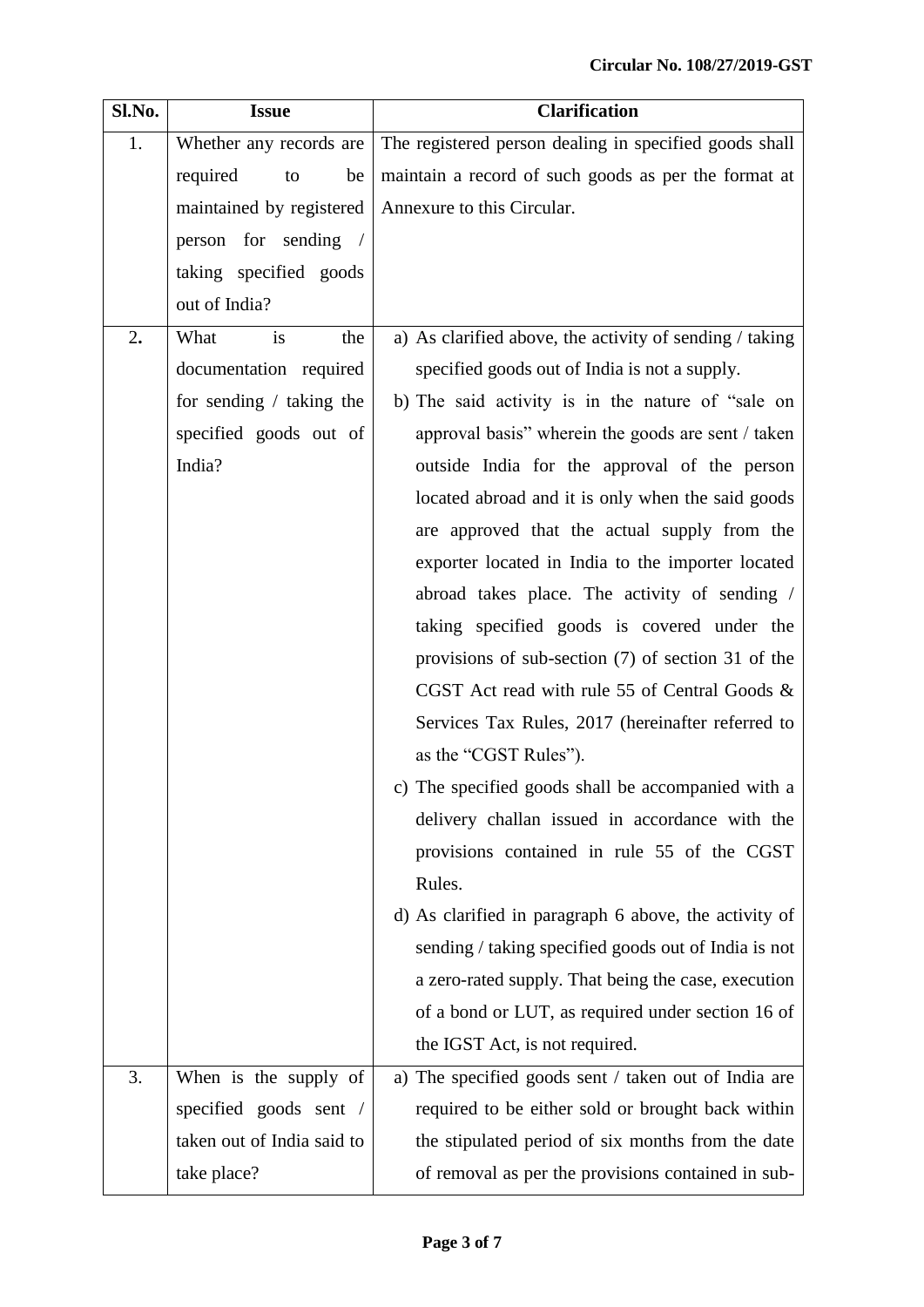| Sl.No. | Issue | Clarification |
|---|---|---|
| 1. | Whether any records are required to be maintained by registered person for sending / taking specified goods out of India? | The registered person dealing in specified goods shall maintain a record of such goods as per the format at Annexure to this Circular. |
| 2. | What is the documentation required for sending / taking the specified goods out of India? | a) As clarified above, the activity of sending / taking specified goods out of India is not a supply.<br>b) The said activity is in the nature of "sale on approval basis" wherein the goods are sent / taken outside India for the approval of the person located abroad and it is only when the said goods are approved that the actual supply from the exporter located in India to the importer located abroad takes place. The activity of sending / taking specified goods is covered under the provisions of sub-section (7) of section 31 of the CGST Act read with rule 55 of Central Goods & Services Tax Rules, 2017 (hereinafter referred to as the "CGST Rules").<br>c) The specified goods shall be accompanied with a delivery challan issued in accordance with the provisions contained in rule 55 of the CGST Rules.<br>d) As clarified in paragraph 6 above, the activity of sending / taking specified goods out of India is not a zero-rated supply. That being the case, execution of a bond or LUT, as required under section 16 of the IGST Act, is not required. |
| 3. | When is the supply of specified goods sent / taken out of India said to take place? | a) The specified goods sent / taken out of India are required to be either sold or brought back within the stipulated period of six months from the date of removal as per the provisions contained in sub- |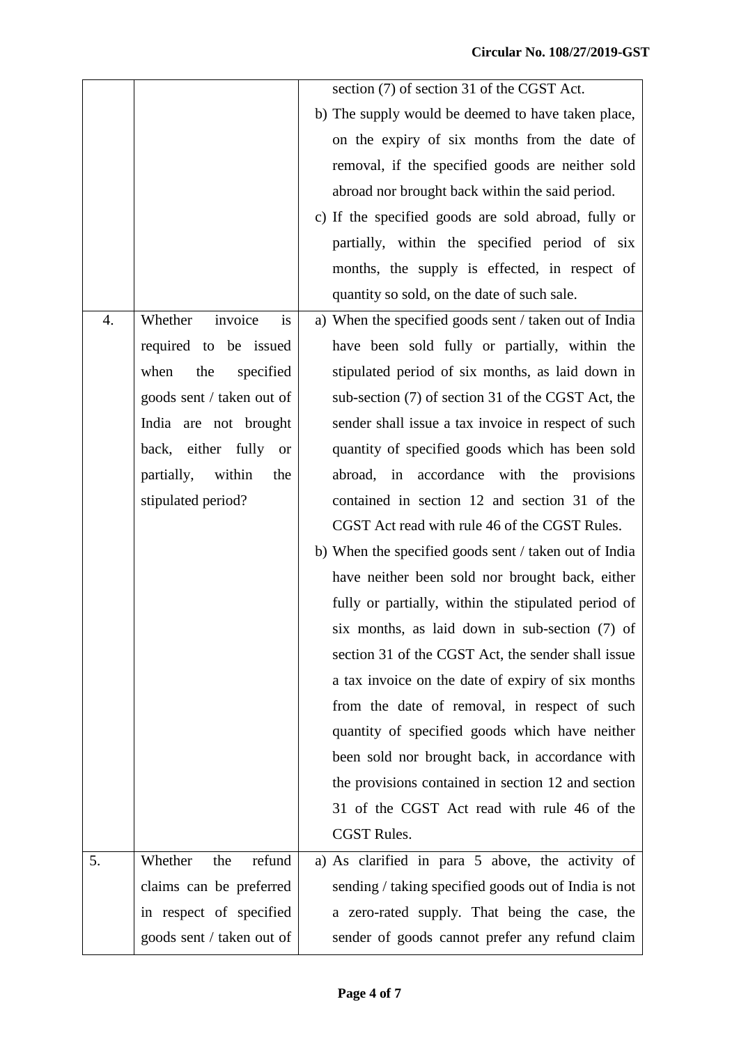|  |  |  |
|---|---|---|
|  |  | section (7) of section 31 of the CGST Act.<br>b) The supply would be deemed to have taken place, on the expiry of six months from the date of removal, if the specified goods are neither sold abroad nor brought back within the said period.<br>c) If the specified goods are sold abroad, fully or partially, within the specified period of six months, the supply is effected, in respect of quantity so sold, on the date of such sale. |
| 4. | Whether invoice is required to be issued when the specified goods sent / taken out of India are not brought back, either fully or partially, within the stipulated period? | a) When the specified goods sent / taken out of India have been sold fully or partially, within the stipulated period of six months, as laid down in sub-section (7) of section 31 of the CGST Act, the sender shall issue a tax invoice in respect of such quantity of specified goods which has been sold abroad, in accordance with the provisions contained in section 12 and section 31 of the CGST Act read with rule 46 of the CGST Rules.<br>b) When the specified goods sent / taken out of India have neither been sold nor brought back, either fully or partially, within the stipulated period of six months, as laid down in sub-section (7) of section 31 of the CGST Act, the sender shall issue a tax invoice on the date of expiry of six months from the date of removal, in respect of such quantity of specified goods which have neither been sold nor brought back, in accordance with the provisions contained in section 12 and section 31 of the CGST Act read with rule 46 of the CGST Rules. |
| 5. | Whether the refund claims can be preferred in respect of specified goods sent / taken out of | a) As clarified in para 5 above, the activity of sending / taking specified goods out of India is not a zero-rated supply. That being the case, the sender of goods cannot prefer any refund claim |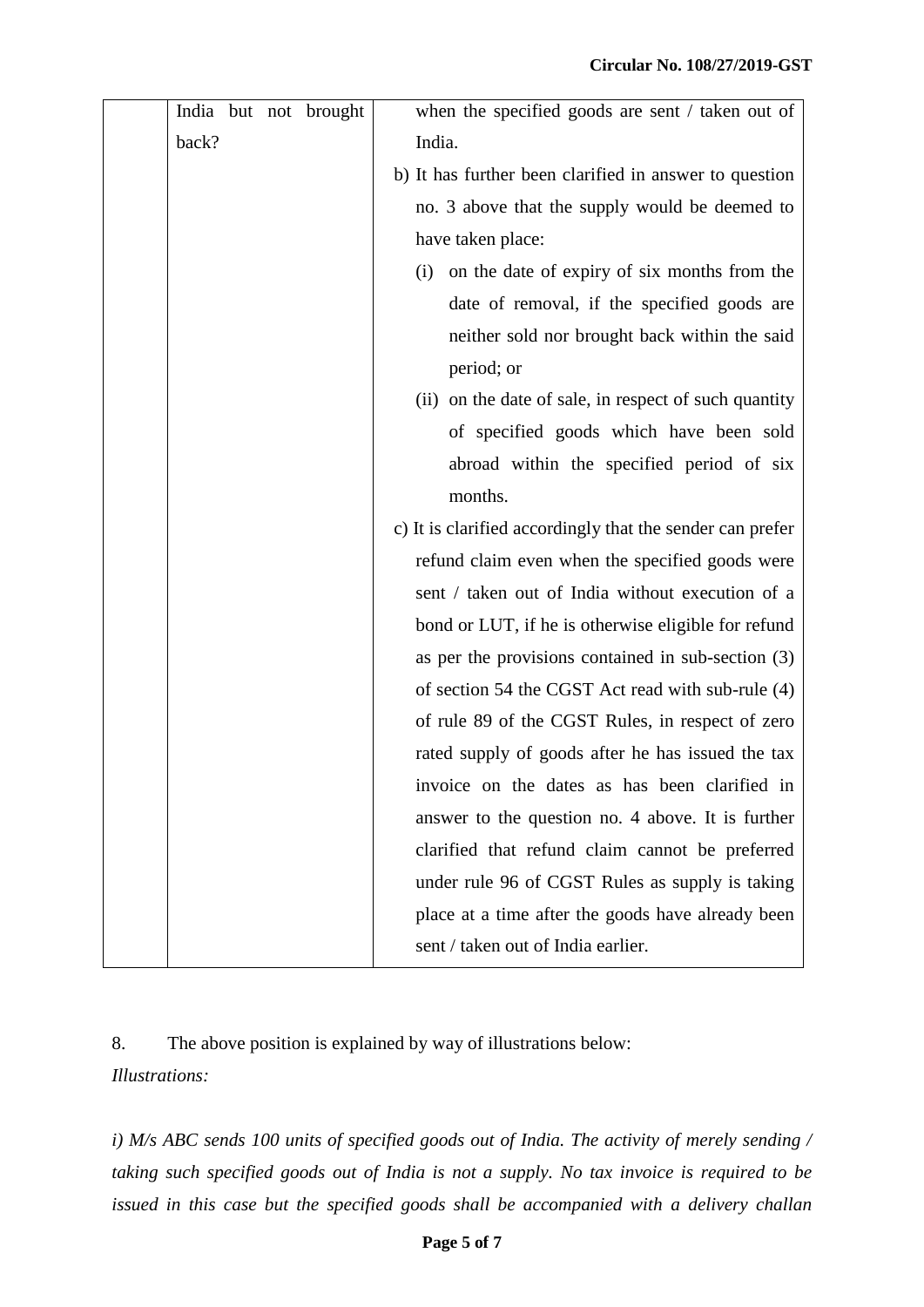| | | |
|---|---|---|
| | India but not brought back? | when the specified goods are sent / taken out of India.<br>b) It has further been clarified in answer to question no. 3 above that the supply would be deemed to have taken place:<br>(i) on the date of expiry of six months from the date of removal, if the specified goods are neither sold nor brought back within the said period; or<br>(ii) on the date of sale, in respect of such quantity of specified goods which have been sold abroad within the specified period of six months.<br>c) It is clarified accordingly that the sender can prefer refund claim even when the specified goods were sent / taken out of India without execution of a bond or LUT, if he is otherwise eligible for refund as per the provisions contained in sub-section (3) of section 54 the CGST Act read with sub-rule (4) of rule 89 of the CGST Rules, in respect of zero rated supply of goods after he has issued the tax invoice on the dates as has been clarified in answer to the question no. 4 above. It is further clarified that refund claim cannot be preferred under rule 96 of CGST Rules as supply is taking place at a time after the goods have already been sent / taken out of India earlier. |

8. The above position is explained by way of illustrations below:

*Illustrations:*

*i) M/s ABC sends 100 units of specified goods out of India. The activity of merely sending / taking such specified goods out of India is not a supply. No tax invoice is required to be issued in this case but the specified goods shall be accompanied with a delivery challan*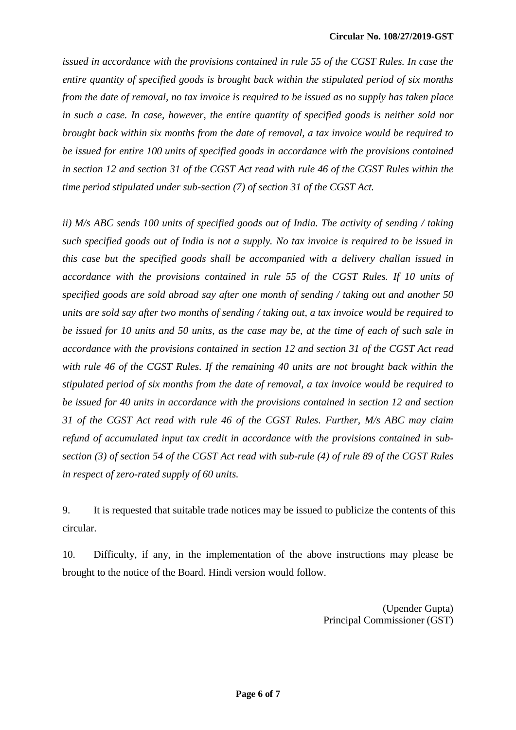*issued in accordance with the provisions contained in rule 55 of the CGST Rules. In case the entire quantity of specified goods is brought back within the stipulated period of six months from the date of removal, no tax invoice is required to be issued as no supply has taken place in such a case. In case, however, the entire quantity of specified goods is neither sold nor brought back within six months from the date of removal, a tax invoice would be required to be issued for entire 100 units of specified goods in accordance with the provisions contained in section 12 and section 31 of the CGST Act read with rule 46 of the CGST Rules within the time period stipulated under sub-section (7) of section 31 of the CGST Act.*

*ii) M/s ABC sends 100 units of specified goods out of India. The activity of sending / taking such specified goods out of India is not a supply. No tax invoice is required to be issued in this case but the specified goods shall be accompanied with a delivery challan issued in accordance with the provisions contained in rule 55 of the CGST Rules. If 10 units of specified goods are sold abroad say after one month of sending / taking out and another 50 units are sold say after two months of sending / taking out, a tax invoice would be required to be issued for 10 units and 50 units, as the case may be, at the time of each of such sale in accordance with the provisions contained in section 12 and section 31 of the CGST Act read with rule 46 of the CGST Rules. If the remaining 40 units are not brought back within the stipulated period of six months from the date of removal, a tax invoice would be required to be issued for 40 units in accordance with the provisions contained in section 12 and section 31 of the CGST Act read with rule 46 of the CGST Rules. Further, M/s ABC may claim refund of accumulated input tax credit in accordance with the provisions contained in sub-section (3) of section 54 of the CGST Act read with sub-rule (4) of rule 89 of the CGST Rules in respect of zero-rated supply of 60 units.*

9. It is requested that suitable trade notices may be issued to publicize the contents of this circular.

10. Difficulty, if any, in the implementation of the above instructions may please be brought to the notice of the Board. Hindi version would follow.

(Upender Gupta)
Principal Commissioner (GST)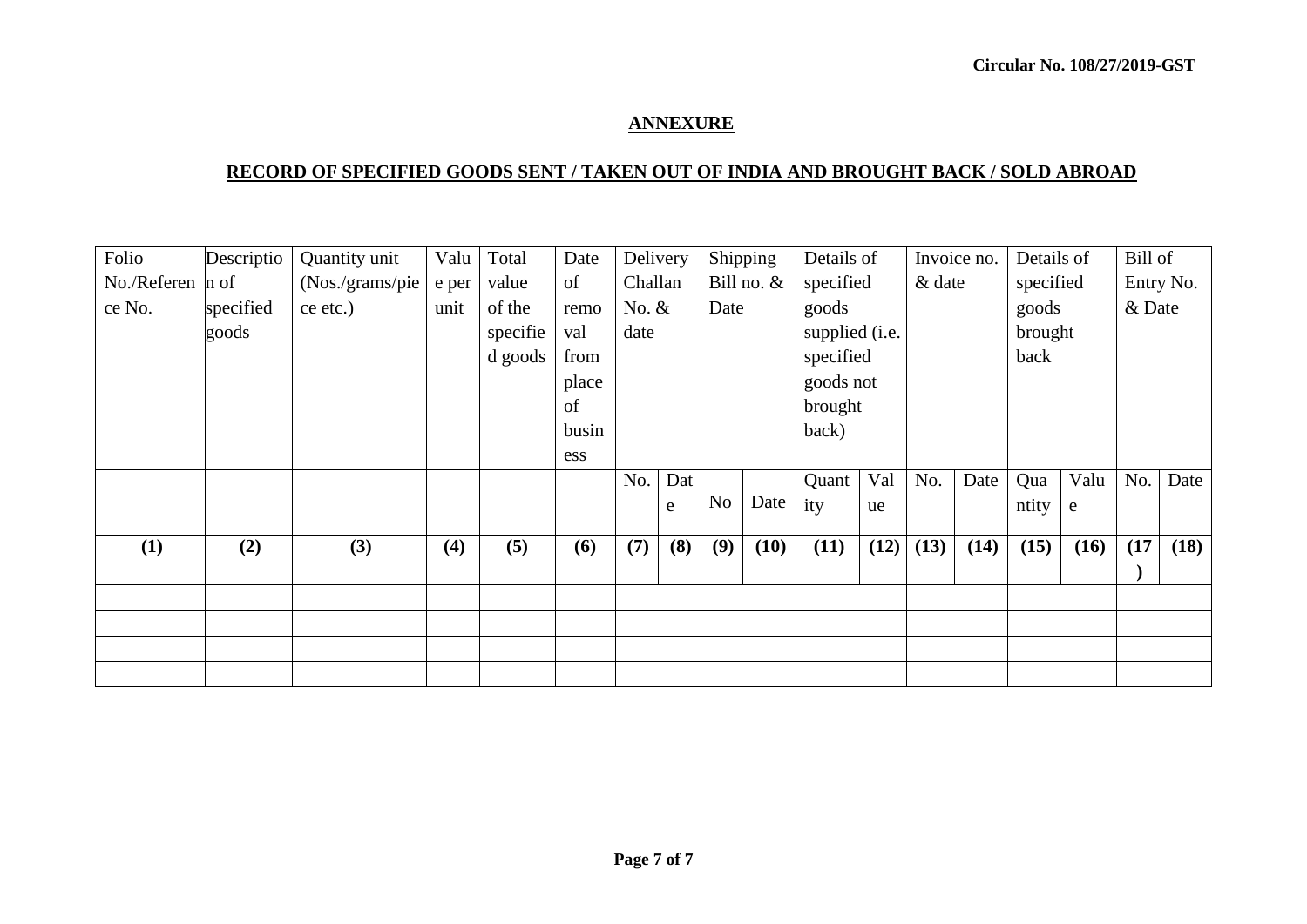## ANNEXURE

## RECORD OF SPECIFIED GOODS SENT / TAKEN OUT OF INDIA AND BROUGHT BACK / SOLD ABROAD

| Folio No./Reference No. | Description of specified goods | Quantity unit (Nos./grams/piece etc.) | Value per unit | Total value of the specified goods | Date of removal from place of business | Delivery Challan No. & date | | Shipping Bill no. & Date | | Details of specified goods supplied (i.e. specified goods not brought back) | | Invoice no. & date | | Details of specified goods brought back | | Bill of Entry No. & Date | |
|---|---|---|---|---|---|---|---|---|---|---|---|---|---|---|---|---|---|
| | | | | | | No. | Date | No | Date | Quantity | Value | No. | Date | Quantity | Value | No. | Date |
| **(1)** | **(2)** | **(3)** | **(4)** | **(5)** | **(6)** | **(7)** | **(8)** | **(9)** | **(10)** | **(11)** | **(12)** | **(13)** | **(14)** | **(15)** | **(16)** | **(17)** | **(18)** |
| | | | | | | | | | | | | | | | | | |
| | | | | | | | | | | | | | | | | | |
| | | | | | | | | | | | | | | | | | |
| | | | | | | | | | | | | | | | | | |